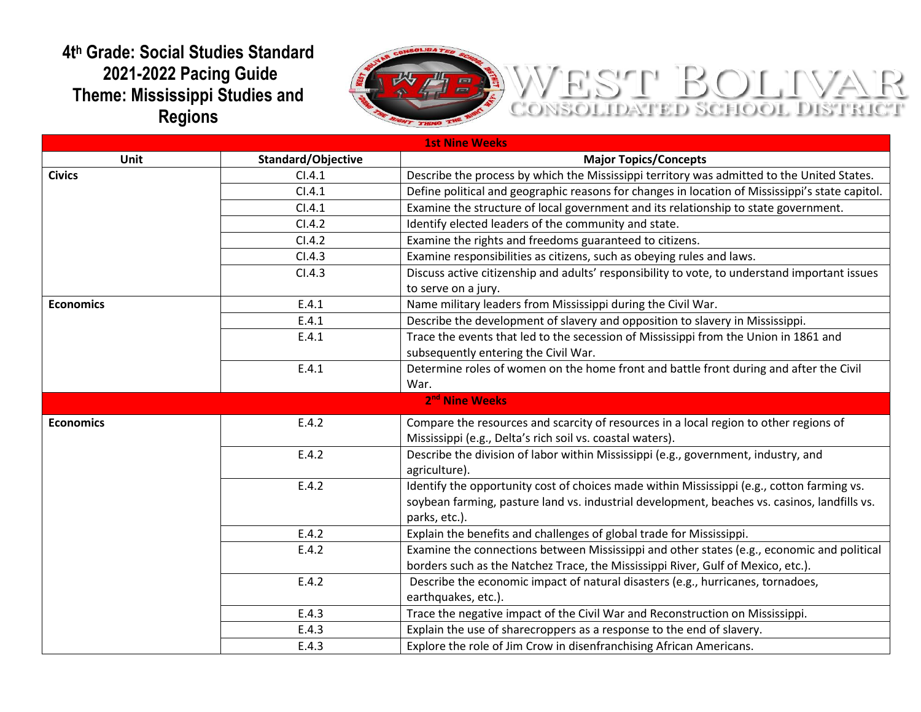# 4th Grade: Social Studies Standard 2021-2022 Pacing Guide Theme: Mississippi Studies and Regions

WEST BOLIVAR CONSOLIDATED SCHOOL DISTRICT

| 1st Nine Weeks | | |
|---|---|---|
| **Unit** | **Standard/Objective** | **Major Topics/Concepts** |
| **Civics** | CI.4.1 | Describe the process by which the Mississippi territory was admitted to the United States. |
| | CI.4.1 | Define political and geographic reasons for changes in location of Mississippi's state capitol. |
| | CI.4.1 | Examine the structure of local government and its relationship to state government. |
| | CI.4.2 | Identify elected leaders of the community and state. |
| | CI.4.2 | Examine the rights and freedoms guaranteed to citizens. |
| | CI.4.3 | Examine responsibilities as citizens, such as obeying rules and laws. |
| | CI.4.3 | Discuss active citizenship and adults' responsibility to vote, to understand important issues to serve on a jury. |
| **Economics** | E.4.1 | Name military leaders from Mississippi during the Civil War. |
| | E.4.1 | Describe the development of slavery and opposition to slavery in Mississippi. |
| | E.4.1 | Trace the events that led to the secession of Mississippi from the Union in 1861 and subsequently entering the Civil War. |
| | E.4.1 | Determine roles of women on the home front and battle front during and after the Civil War. |
| **2nd Nine Weeks** | | |
| **Economics** | E.4.2 | Compare the resources and scarcity of resources in a local region to other regions of Mississippi (e.g., Delta's rich soil vs. coastal waters). |
| | E.4.2 | Describe the division of labor within Mississippi (e.g., government, industry, and agriculture). |
| | E.4.2 | Identify the opportunity cost of choices made within Mississippi (e.g., cotton farming vs. soybean farming, pasture land vs. industrial development, beaches vs. casinos, landfills vs. parks, etc.). |
| | E.4.2 | Explain the benefits and challenges of global trade for Mississippi. |
| | E.4.2 | Examine the connections between Mississippi and other states (e.g., economic and political borders such as the Natchez Trace, the Mississippi River, Gulf of Mexico, etc.). |
| | E.4.2 | Describe the economic impact of natural disasters (e.g., hurricanes, tornadoes, earthquakes, etc.). |
| | E.4.3 | Trace the negative impact of the Civil War and Reconstruction on Mississippi. |
| | E.4.3 | Explain the use of sharecroppers as a response to the end of slavery. |
| | E.4.3 | Explore the role of Jim Crow in disenfranchising African Americans. |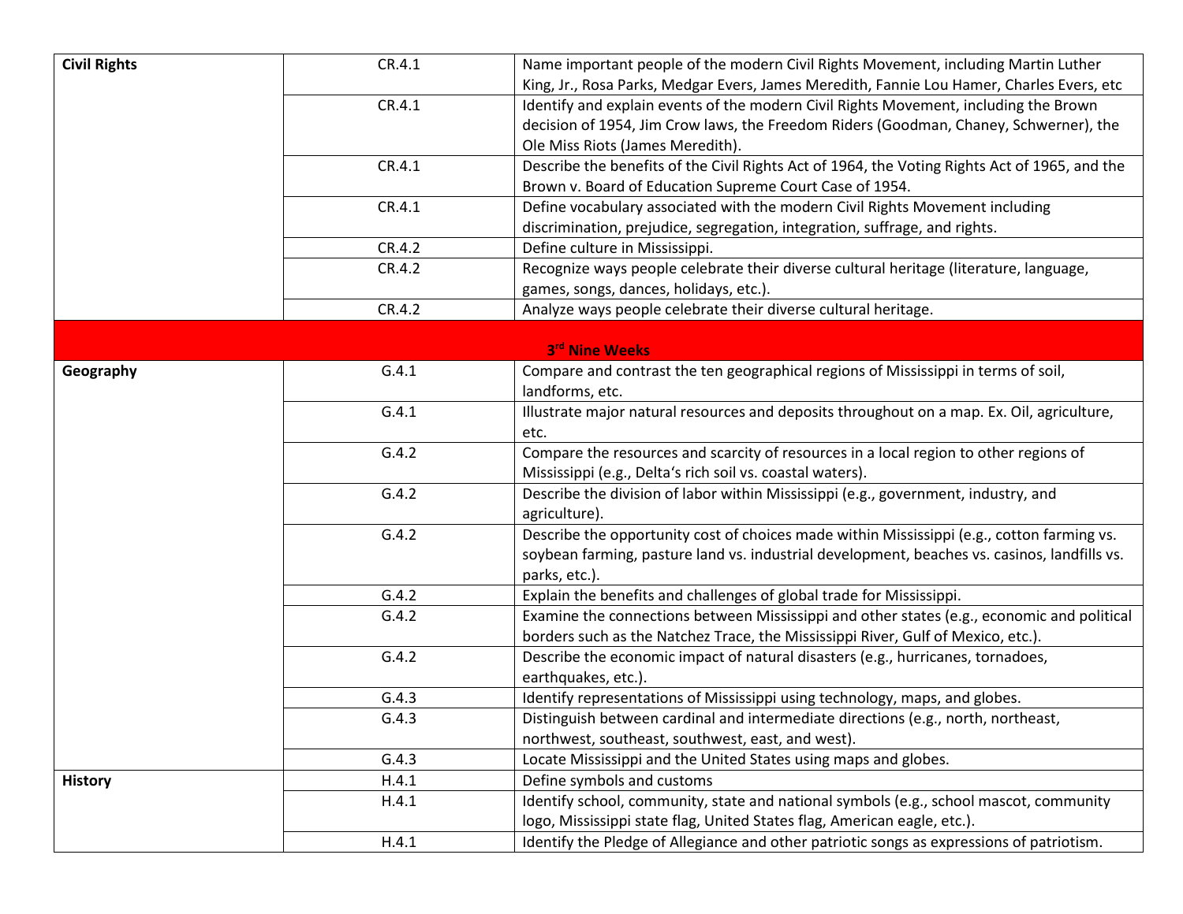| | | |
|---|---|---|
| **Civil Rights** | CR.4.1 | Name important people of the modern Civil Rights Movement, including Martin Luther King, Jr., Rosa Parks, Medgar Evers, James Meredith, Fannie Lou Hamer, Charles Evers, etc |
| | CR.4.1 | Identify and explain events of the modern Civil Rights Movement, including the Brown decision of 1954, Jim Crow laws, the Freedom Riders (Goodman, Chaney, Schwerner), the Ole Miss Riots (James Meredith). |
| | CR.4.1 | Describe the benefits of the Civil Rights Act of 1964, the Voting Rights Act of 1965, and the Brown v. Board of Education Supreme Court Case of 1954. |
| | CR.4.1 | Define vocabulary associated with the modern Civil Rights Movement including discrimination, prejudice, segregation, integration, suffrage, and rights. |
| | CR.4.2 | Define culture in Mississippi. |
| | CR.4.2 | Recognize ways people celebrate their diverse cultural heritage (literature, language, games, songs, dances, holidays, etc.). |
| | CR.4.2 | Analyze ways people celebrate their diverse cultural heritage. |
| | **3rd Nine Weeks** | |
| **Geography** | G.4.1 | Compare and contrast the ten geographical regions of Mississippi in terms of soil, landforms, etc. |
| | G.4.1 | Illustrate major natural resources and deposits throughout on a map. Ex. Oil, agriculture, etc. |
| | G.4.2 | Compare the resources and scarcity of resources in a local region to other regions of Mississippi (e.g., Delta's rich soil vs. coastal waters). |
| | G.4.2 | Describe the division of labor within Mississippi (e.g., government, industry, and agriculture). |
| | G.4.2 | Describe the opportunity cost of choices made within Mississippi (e.g., cotton farming vs. soybean farming, pasture land vs. industrial development, beaches vs. casinos, landfills vs. parks, etc.). |
| | G.4.2 | Explain the benefits and challenges of global trade for Mississippi. |
| | G.4.2 | Examine the connections between Mississippi and other states (e.g., economic and political borders such as the Natchez Trace, the Mississippi River, Gulf of Mexico, etc.). |
| | G.4.2 | Describe the economic impact of natural disasters (e.g., hurricanes, tornadoes, earthquakes, etc.). |
| | G.4.3 | Identify representations of Mississippi using technology, maps, and globes. |
| | G.4.3 | Distinguish between cardinal and intermediate directions (e.g., north, northeast, northwest, southeast, southwest, east, and west). |
| | G.4.3 | Locate Mississippi and the United States using maps and globes. |
| **History** | H.4.1 | Define symbols and customs |
| | H.4.1 | Identify school, community, state and national symbols (e.g., school mascot, community logo, Mississippi state flag, United States flag, American eagle, etc.). |
| | H.4.1 | Identify the Pledge of Allegiance and other patriotic songs as expressions of patriotism. |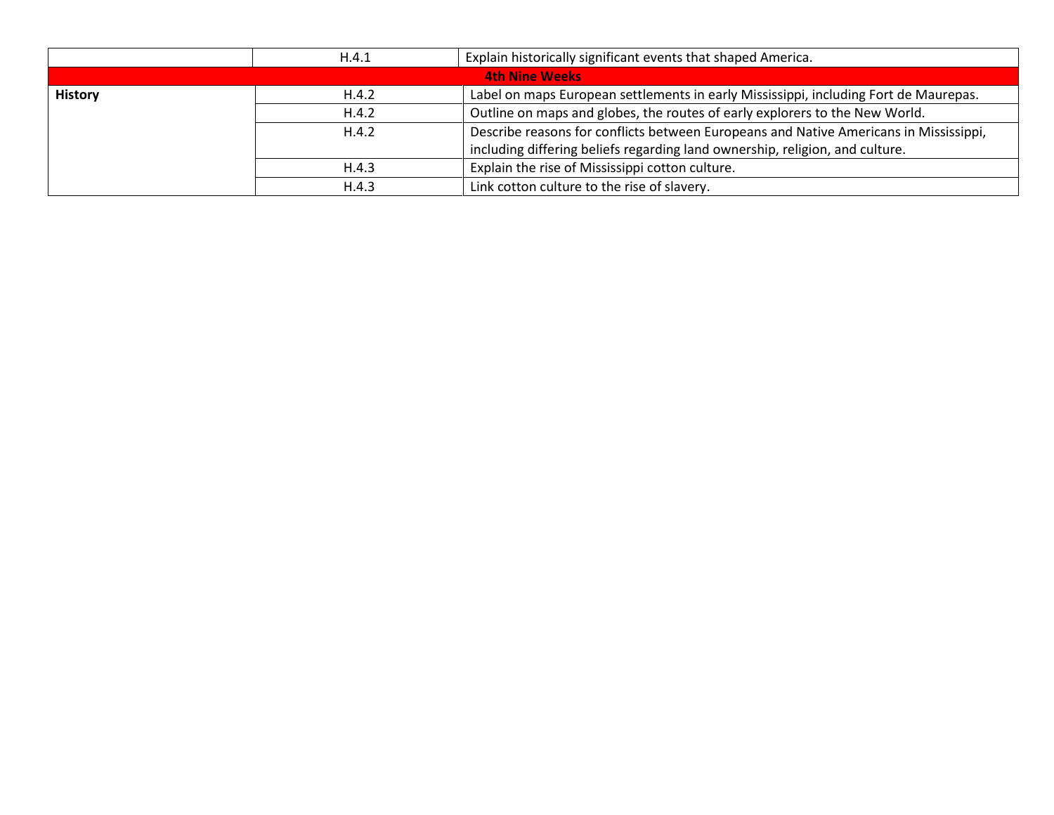| | | |
|---|---|---|
| | H.4.1 | Explain historically significant events that shaped America. |
| **4th Nine Weeks** | | |
| **History** | H.4.2 | Label on maps European settlements in early Mississippi, including Fort de Maurepas. |
| | H.4.2 | Outline on maps and globes, the routes of early explorers to the New World. |
| | H.4.2 | Describe reasons for conflicts between Europeans and Native Americans in Mississippi, including differing beliefs regarding land ownership, religion, and culture. |
| | H.4.3 | Explain the rise of Mississippi cotton culture. |
| | H.4.3 | Link cotton culture to the rise of slavery. |